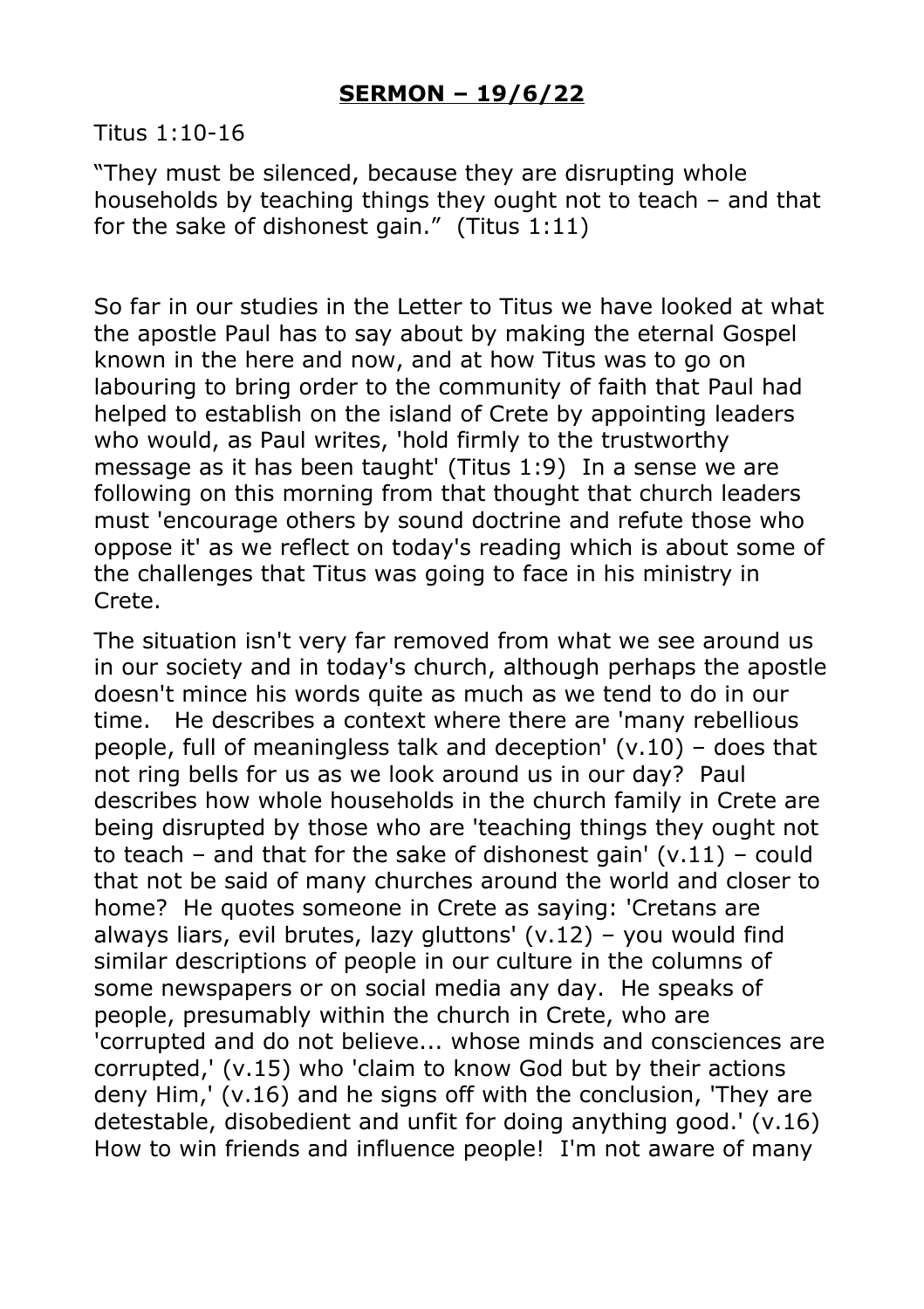# SERMON – 19/6/22

Titus 1:10-16

"They must be silenced, because they are disrupting whole households by teaching things they ought not to teach – and that for the sake of dishonest gain." (Titus 1:11)

So far in our studies in the Letter to Titus we have looked at what the apostle Paul has to say about by making the eternal Gospel known in the here and now, and at how Titus was to go on labouring to bring order to the community of faith that Paul had helped to establish on the island of Crete by appointing leaders who would, as Paul writes, 'hold firmly to the trustworthy message as it has been taught' (Titus 1:9) In a sense we are following on this morning from that thought that church leaders must 'encourage others by sound doctrine and refute those who oppose it' as we reflect on today's reading which is about some of the challenges that Titus was going to face in his ministry in Crete.

The situation isn't very far removed from what we see around us in our society and in today's church, although perhaps the apostle doesn't mince his words quite as much as we tend to do in our time. He describes a context where there are 'many rebellious people, full of meaningless talk and deception' (v.10) – does that not ring bells for us as we look around us in our day? Paul describes how whole households in the church family in Crete are being disrupted by those who are 'teaching things they ought not to teach – and that for the sake of dishonest gain' (v.11) – could that not be said of many churches around the world and closer to home? He quotes someone in Crete as saying: 'Cretans are always liars, evil brutes, lazy gluttons' (v.12) – you would find similar descriptions of people in our culture in the columns of some newspapers or on social media any day. He speaks of people, presumably within the church in Crete, who are 'corrupted and do not believe... whose minds and consciences are corrupted,' (v.15) who 'claim to know God but by their actions deny Him,' (v.16) and he signs off with the conclusion, 'They are detestable, disobedient and unfit for doing anything good.' (v.16) How to win friends and influence people! I'm not aware of many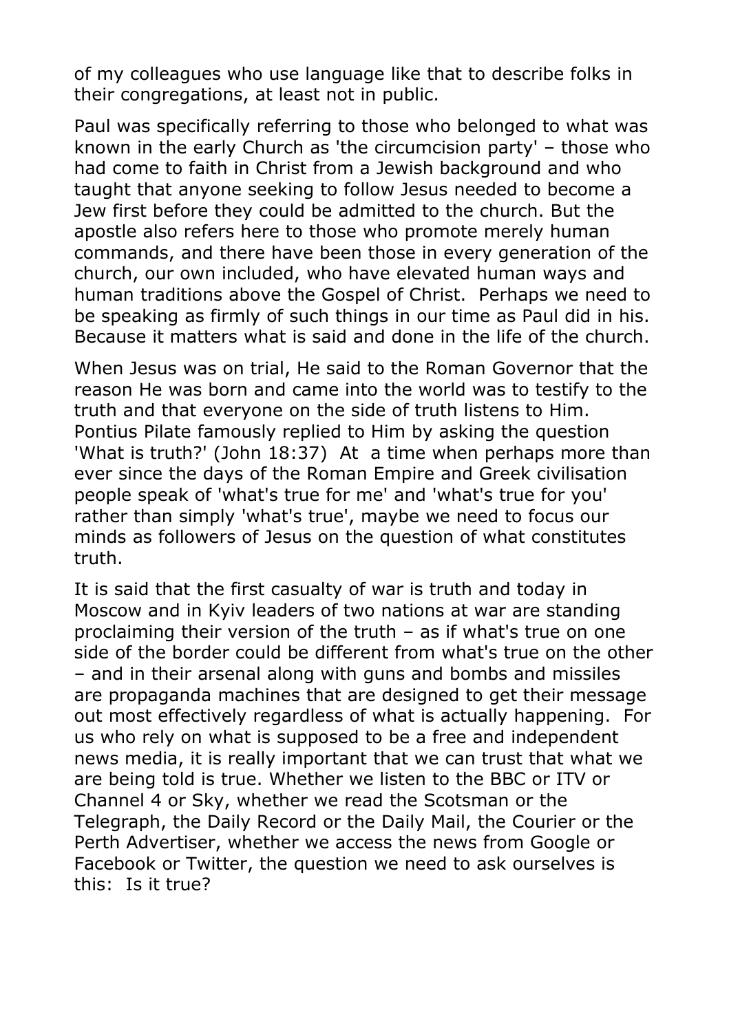of my colleagues who use language like that to describe folks in their congregations, at least not in public.

Paul was specifically referring to those who belonged to what was known in the early Church as 'the circumcision party' – those who had come to faith in Christ from a Jewish background and who taught that anyone seeking to follow Jesus needed to become a Jew first before they could be admitted to the church. But the apostle also refers here to those who promote merely human commands, and there have been those in every generation of the church, our own included, who have elevated human ways and human traditions above the Gospel of Christ. Perhaps we need to be speaking as firmly of such things in our time as Paul did in his. Because it matters what is said and done in the life of the church.

When Jesus was on trial, He said to the Roman Governor that the reason He was born and came into the world was to testify to the truth and that everyone on the side of truth listens to Him. Pontius Pilate famously replied to Him by asking the question 'What is truth?' (John 18:37) At a time when perhaps more than ever since the days of the Roman Empire and Greek civilisation people speak of 'what's true for me' and 'what's true for you' rather than simply 'what's true', maybe we need to focus our minds as followers of Jesus on the question of what constitutes truth.

It is said that the first casualty of war is truth and today in Moscow and in Kyiv leaders of two nations at war are standing proclaiming their version of the truth – as if what's true on one side of the border could be different from what's true on the other – and in their arsenal along with guns and bombs and missiles are propaganda machines that are designed to get their message out most effectively regardless of what is actually happening. For us who rely on what is supposed to be a free and independent news media, it is really important that we can trust that what we are being told is true. Whether we listen to the BBC or ITV or Channel 4 or Sky, whether we read the Scotsman or the Telegraph, the Daily Record or the Daily Mail, the Courier or the Perth Advertiser, whether we access the news from Google or Facebook or Twitter, the question we need to ask ourselves is this: Is it true?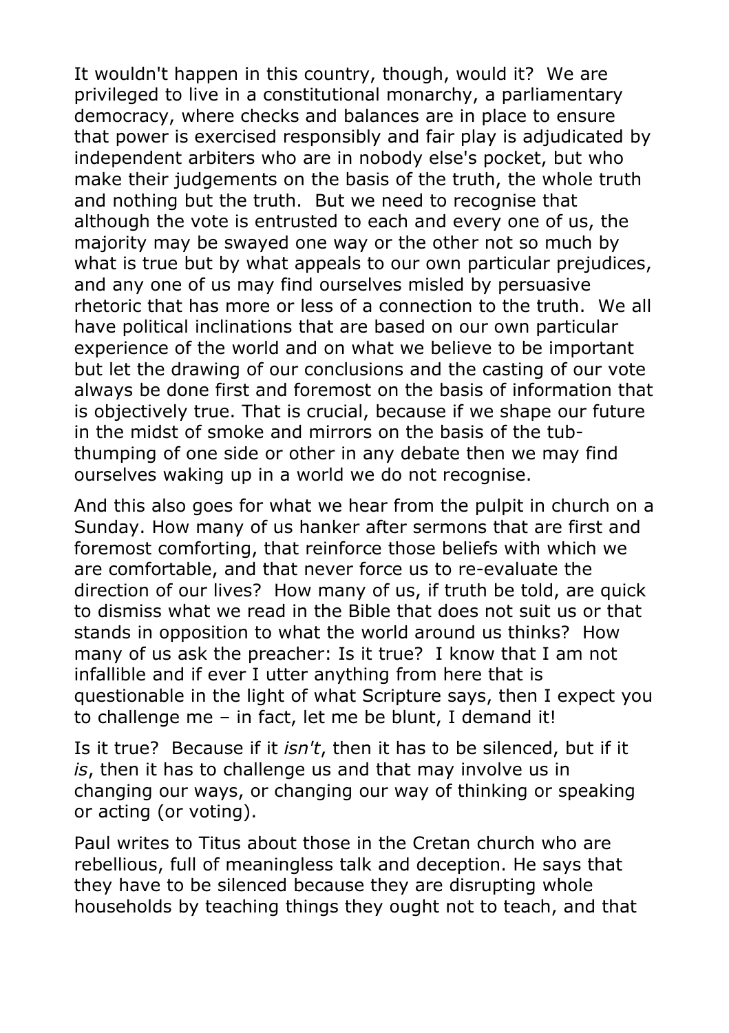It wouldn't happen in this country, though, would it? We are privileged to live in a constitutional monarchy, a parliamentary democracy, where checks and balances are in place to ensure that power is exercised responsibly and fair play is adjudicated by independent arbiters who are in nobody else's pocket, but who make their judgements on the basis of the truth, the whole truth and nothing but the truth. But we need to recognise that although the vote is entrusted to each and every one of us, the majority may be swayed one way or the other not so much by what is true but by what appeals to our own particular prejudices, and any one of us may find ourselves misled by persuasive rhetoric that has more or less of a connection to the truth. We all have political inclinations that are based on our own particular experience of the world and on what we believe to be important but let the drawing of our conclusions and the casting of our vote always be done first and foremost on the basis of information that is objectively true. That is crucial, because if we shape our future in the midst of smoke and mirrors on the basis of the tub-thumping of one side or other in any debate then we may find ourselves waking up in a world we do not recognise.

And this also goes for what we hear from the pulpit in church on a Sunday. How many of us hanker after sermons that are first and foremost comforting, that reinforce those beliefs with which we are comfortable, and that never force us to re-evaluate the direction of our lives? How many of us, if truth be told, are quick to dismiss what we read in the Bible that does not suit us or that stands in opposition to what the world around us thinks? How many of us ask the preacher: Is it true? I know that I am not infallible and if ever I utter anything from here that is questionable in the light of what Scripture says, then I expect you to challenge me – in fact, let me be blunt, I demand it!

Is it true? Because if it *isn't*, then it has to be silenced, but if it *is*, then it has to challenge us and that may involve us in changing our ways, or changing our way of thinking or speaking or acting (or voting).

Paul writes to Titus about those in the Cretan church who are rebellious, full of meaningless talk and deception. He says that they have to be silenced because they are disrupting whole households by teaching things they ought not to teach, and that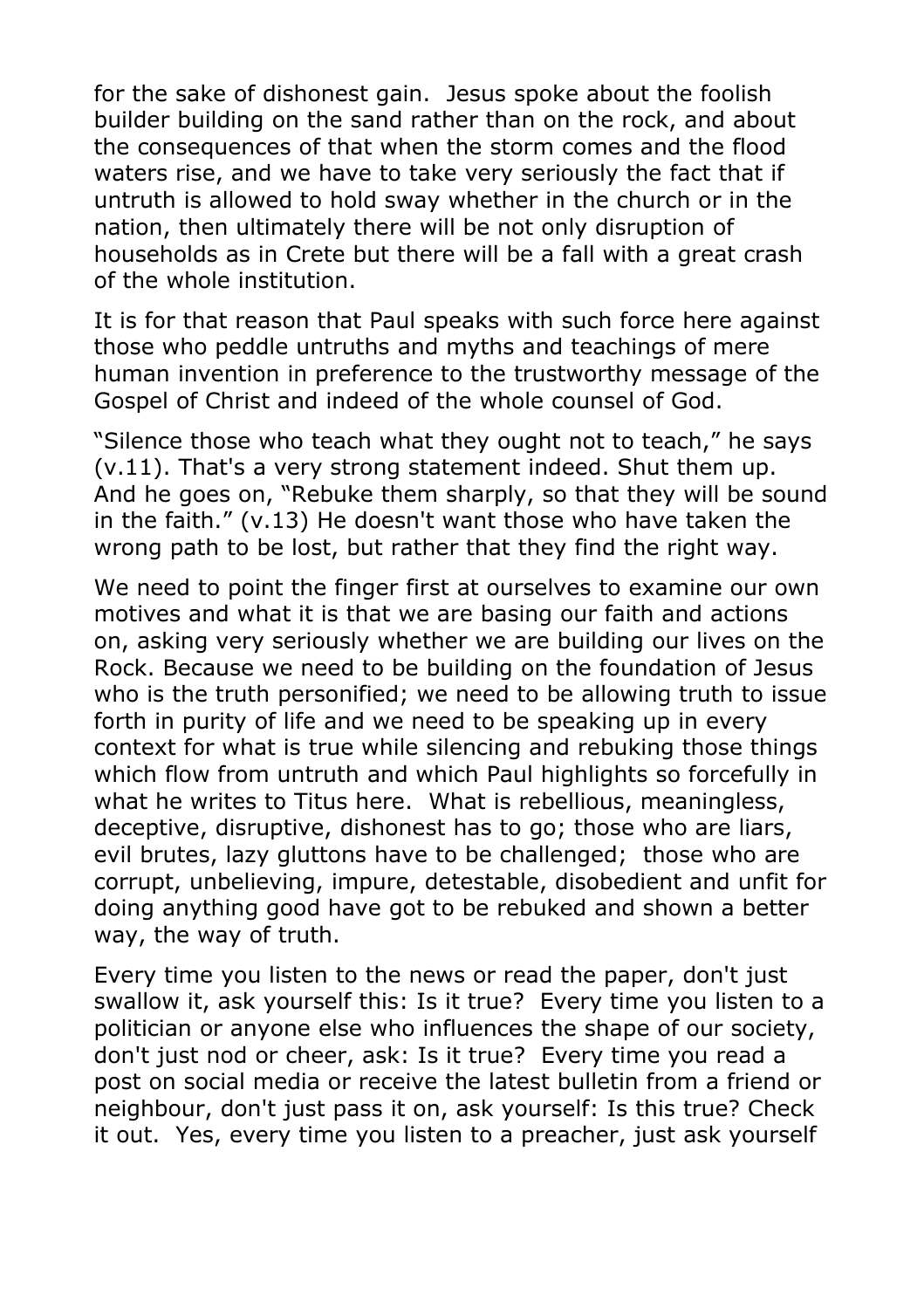for the sake of dishonest gain. Jesus spoke about the foolish builder building on the sand rather than on the rock, and about the consequences of that when the storm comes and the flood waters rise, and we have to take very seriously the fact that if untruth is allowed to hold sway whether in the church or in the nation, then ultimately there will be not only disruption of households as in Crete but there will be a fall with a great crash of the whole institution.

It is for that reason that Paul speaks with such force here against those who peddle untruths and myths and teachings of mere human invention in preference to the trustworthy message of the Gospel of Christ and indeed of the whole counsel of God.

"Silence those who teach what they ought not to teach," he says (v.11). That's a very strong statement indeed. Shut them up. And he goes on, "Rebuke them sharply, so that they will be sound in the faith." (v.13) He doesn't want those who have taken the wrong path to be lost, but rather that they find the right way.

We need to point the finger first at ourselves to examine our own motives and what it is that we are basing our faith and actions on, asking very seriously whether we are building our lives on the Rock. Because we need to be building on the foundation of Jesus who is the truth personified; we need to be allowing truth to issue forth in purity of life and we need to be speaking up in every context for what is true while silencing and rebuking those things which flow from untruth and which Paul highlights so forcefully in what he writes to Titus here. What is rebellious, meaningless, deceptive, disruptive, dishonest has to go; those who are liars, evil brutes, lazy gluttons have to be challenged; those who are corrupt, unbelieving, impure, detestable, disobedient and unfit for doing anything good have got to be rebuked and shown a better way, the way of truth.

Every time you listen to the news or read the paper, don't just swallow it, ask yourself this: Is it true? Every time you listen to a politician or anyone else who influences the shape of our society, don't just nod or cheer, ask: Is it true? Every time you read a post on social media or receive the latest bulletin from a friend or neighbour, don't just pass it on, ask yourself: Is this true? Check it out. Yes, every time you listen to a preacher, just ask yourself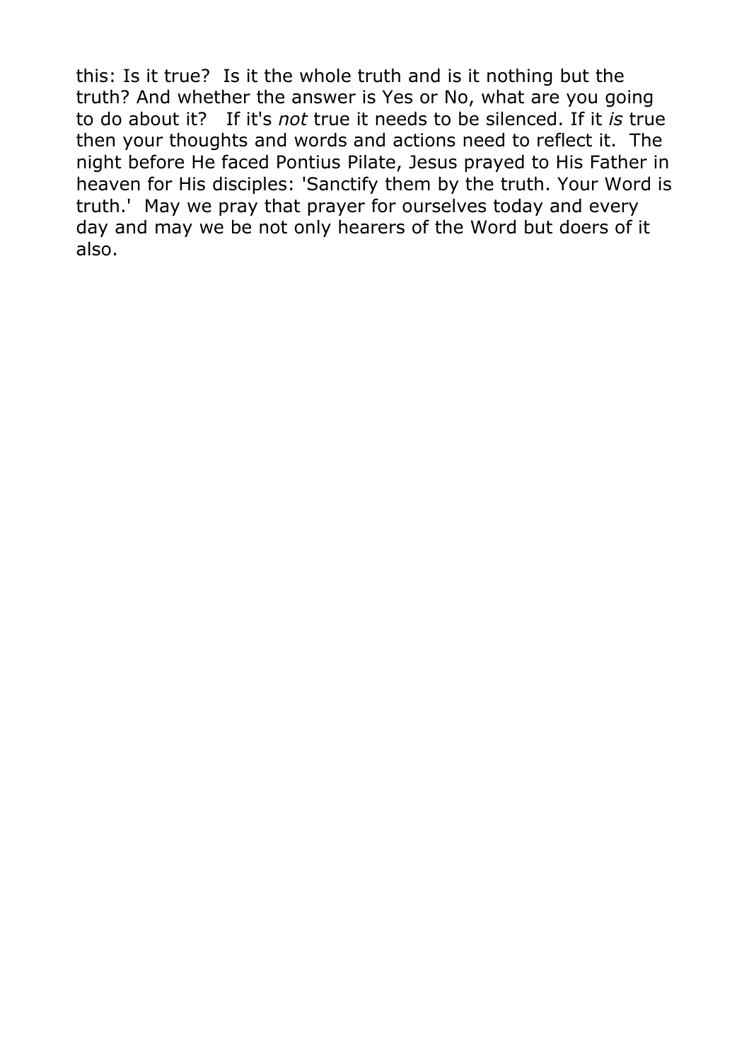this: Is it true? Is it the whole truth and is it nothing but the truth? And whether the answer is Yes or No, what are you going to do about it? If it's *not* true it needs to be silenced. If it *is* true then your thoughts and words and actions need to reflect it. The night before He faced Pontius Pilate, Jesus prayed to His Father in heaven for His disciples: 'Sanctify them by the truth. Your Word is truth.' May we pray that prayer for ourselves today and every day and may we be not only hearers of the Word but doers of it also.